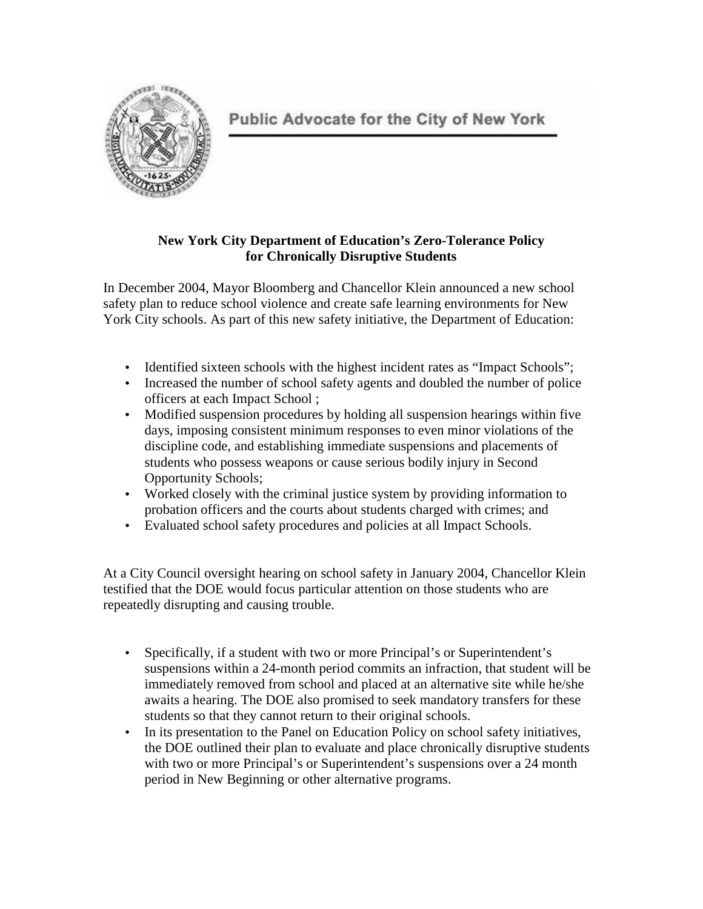Public Advocate for the City of New York

**New York City Department of Education's Zero-Tolerance Policy for Chronically Disruptive Students**

In December 2004, Mayor Bloomberg and Chancellor Klein announced a new school safety plan to reduce school violence and create safe learning environments for New York City schools. As part of this new safety initiative, the Department of Education:

- Identified sixteen schools with the highest incident rates as "Impact Schools";
- Increased the number of school safety agents and doubled the number of police officers at each Impact School ;
- Modified suspension procedures by holding all suspension hearings within five days, imposing consistent minimum responses to even minor violations of the discipline code, and establishing immediate suspensions and placements of students who possess weapons or cause serious bodily injury in Second Opportunity Schools;
- Worked closely with the criminal justice system by providing information to probation officers and the courts about students charged with crimes; and
- Evaluated school safety procedures and policies at all Impact Schools.

At a City Council oversight hearing on school safety in January 2004, Chancellor Klein testified that the DOE would focus particular attention on those students who are repeatedly disrupting and causing trouble.

- Specifically, if a student with two or more Principal's or Superintendent's suspensions within a 24-month period commits an infraction, that student will be immediately removed from school and placed at an alternative site while he/she awaits a hearing. The DOE also promised to seek mandatory transfers for these students so that they cannot return to their original schools.
- In its presentation to the Panel on Education Policy on school safety initiatives, the DOE outlined their plan to evaluate and place chronically disruptive students with two or more Principal's or Superintendent's suspensions over a 24 month period in New Beginning or other alternative programs.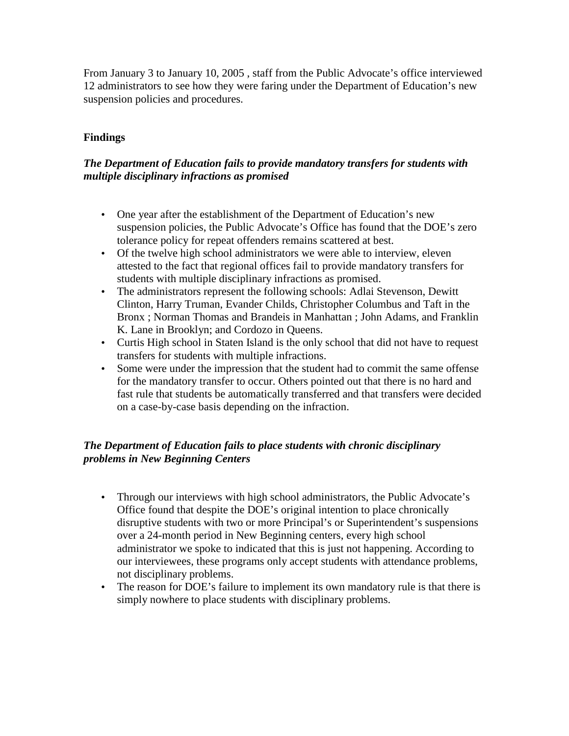From January 3 to January 10, 2005 , staff from the Public Advocate's office interviewed 12 administrators to see how they were faring under the Department of Education's new suspension policies and procedures.

**Findings**

***The Department of Education fails to provide mandatory transfers for students with multiple disciplinary infractions as promised***

- One year after the establishment of the Department of Education's new suspension policies, the Public Advocate's Office has found that the DOE's zero tolerance policy for repeat offenders remains scattered at best.
- Of the twelve high school administrators we were able to interview, eleven attested to the fact that regional offices fail to provide mandatory transfers for students with multiple disciplinary infractions as promised.
- The administrators represent the following schools: Adlai Stevenson, Dewitt Clinton, Harry Truman, Evander Childs, Christopher Columbus and Taft in the Bronx ; Norman Thomas and Brandeis in Manhattan ; John Adams, and Franklin K. Lane in Brooklyn; and Cordozo in Queens.
- Curtis High school in Staten Island is the only school that did not have to request transfers for students with multiple infractions.
- Some were under the impression that the student had to commit the same offense for the mandatory transfer to occur. Others pointed out that there is no hard and fast rule that students be automatically transferred and that transfers were decided on a case-by-case basis depending on the infraction.

***The Department of Education fails to place students with chronic disciplinary problems in New Beginning Centers***

- Through our interviews with high school administrators, the Public Advocate's Office found that despite the DOE's original intention to place chronically disruptive students with two or more Principal's or Superintendent's suspensions over a 24-month period in New Beginning centers, every high school administrator we spoke to indicated that this is just not happening. According to our interviewees, these programs only accept students with attendance problems, not disciplinary problems.
- The reason for DOE's failure to implement its own mandatory rule is that there is simply nowhere to place students with disciplinary problems.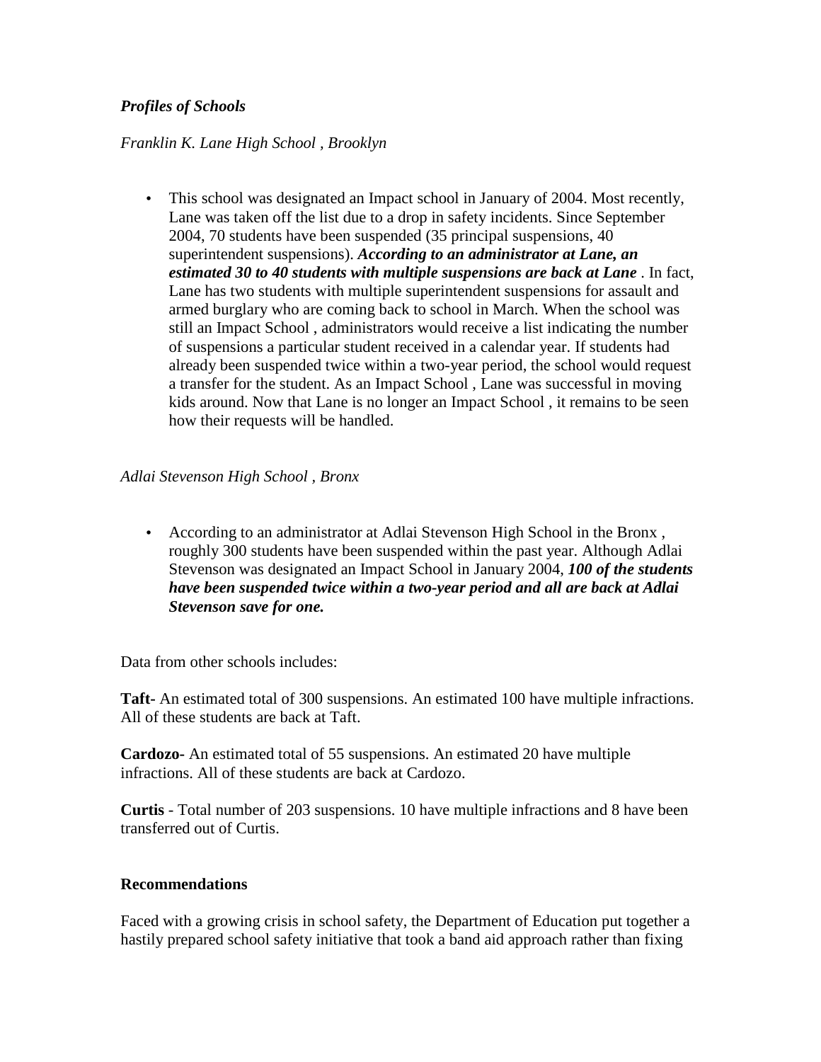***Profiles of Schools***

*Franklin K. Lane High School , Brooklyn*

- This school was designated an Impact school in January of 2004. Most recently, Lane was taken off the list due to a drop in safety incidents. Since September 2004, 70 students have been suspended (35 principal suspensions, 40 superintendent suspensions). ***According to an administrator at Lane, an estimated 30 to 40 students with multiple suspensions are back at Lane*** . In fact, Lane has two students with multiple superintendent suspensions for assault and armed burglary who are coming back to school in March. When the school was still an Impact School , administrators would receive a list indicating the number of suspensions a particular student received in a calendar year. If students had already been suspended twice within a two-year period, the school would request a transfer for the student. As an Impact School , Lane was successful in moving kids around. Now that Lane is no longer an Impact School , it remains to be seen how their requests will be handled.

*Adlai Stevenson High School , Bronx*

- According to an administrator at Adlai Stevenson High School in the Bronx , roughly 300 students have been suspended within the past year. Although Adlai Stevenson was designated an Impact School in January 2004, ***100 of the students have been suspended twice within a two-year period and all are back at Adlai Stevenson save for one.***

Data from other schools includes:

**Taft-** An estimated total of 300 suspensions. An estimated 100 have multiple infractions. All of these students are back at Taft.

**Cardozo-** An estimated total of 55 suspensions. An estimated 20 have multiple infractions. All of these students are back at Cardozo.

**Curtis** - Total number of 203 suspensions. 10 have multiple infractions and 8 have been transferred out of Curtis.

**Recommendations**

Faced with a growing crisis in school safety, the Department of Education put together a hastily prepared school safety initiative that took a band aid approach rather than fixing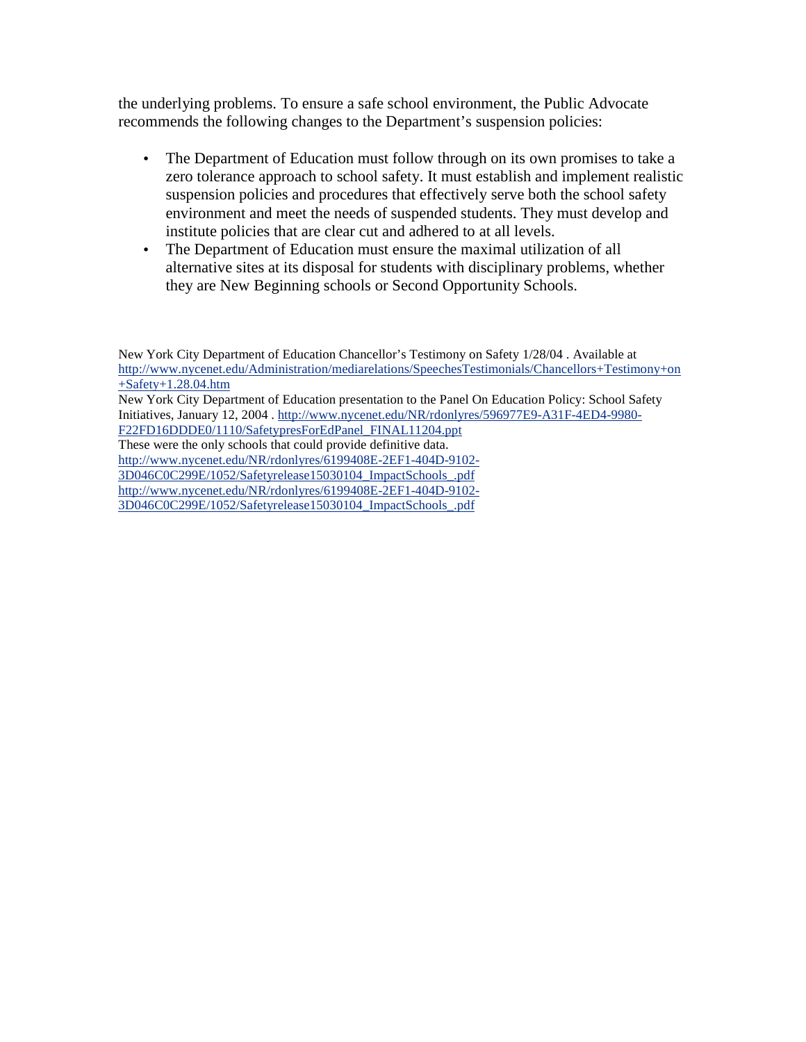the underlying problems. To ensure a safe school environment, the Public Advocate recommends the following changes to the Department's suspension policies:

- The Department of Education must follow through on its own promises to take a zero tolerance approach to school safety. It must establish and implement realistic suspension policies and procedures that effectively serve both the school safety environment and meet the needs of suspended students. They must develop and institute policies that are clear cut and adhered to at all levels.
- The Department of Education must ensure the maximal utilization of all alternative sites at its disposal for students with disciplinary problems, whether they are New Beginning schools or Second Opportunity Schools.

New York City Department of Education Chancellor's Testimony on Safety 1/28/04 . Available at http://www.nycenet.edu/Administration/mediarelations/SpeechesTestimonials/Chancellors+Testimony+on+Safety+1.28.04.htm

New York City Department of Education presentation to the Panel On Education Policy: School Safety Initiatives, January 12, 2004 . http://www.nycenet.edu/NR/rdonlyres/596977E9-A31F-4ED4-9980-F22FD16DDDE0/1110/SafetypresForEdPanel_FINAL11204.ppt

These were the only schools that could provide definitive data.

http://www.nycenet.edu/NR/rdonlyres/6199408E-2EF1-404D-9102-3D046C0C299E/1052/Safetyrelease15030104_ImpactSchools_.pdf

http://www.nycenet.edu/NR/rdonlyres/6199408E-2EF1-404D-9102-3D046C0C299E/1052/Safetyrelease15030104_ImpactSchools_.pdf